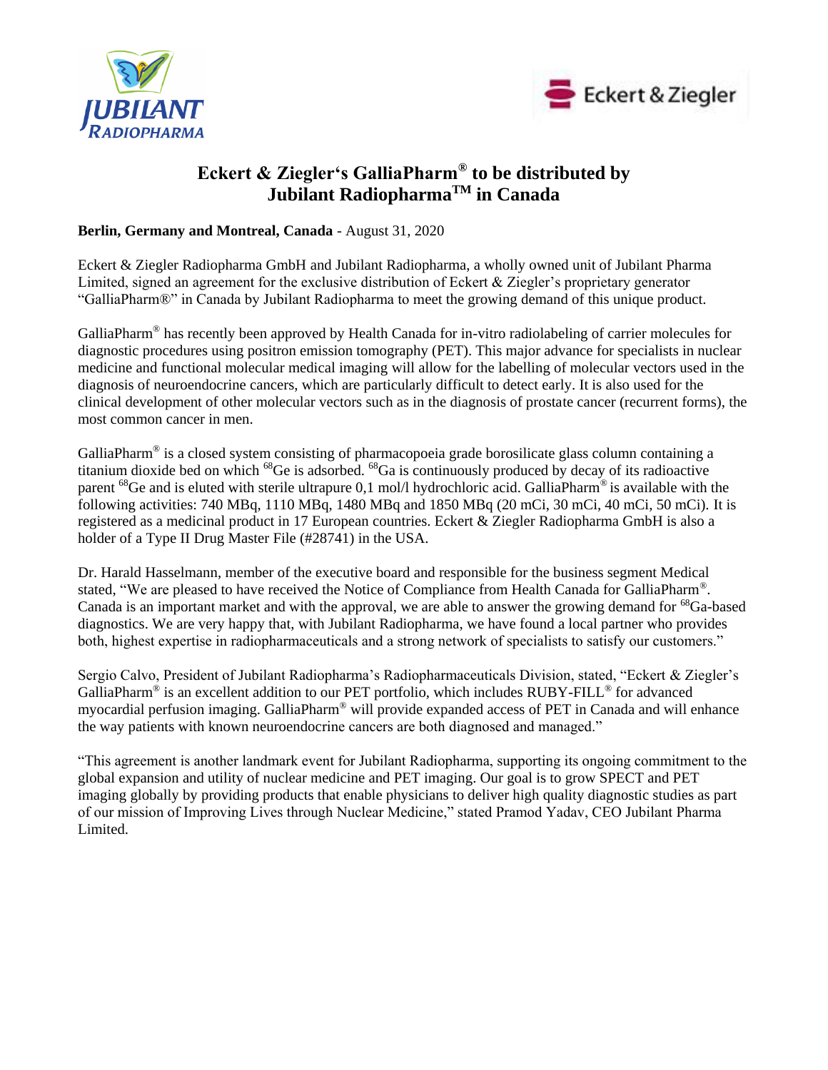# Eckert & Ziegler's GalliaPharm® to be distributed by Jubilant Radiopharma™ in Canada

**Berlin, Germany and Montreal, Canada** - August 31, 2020

Eckert & Ziegler Radiopharma GmbH and Jubilant Radiopharma, a wholly owned unit of Jubilant Pharma Limited, signed an agreement for the exclusive distribution of Eckert & Ziegler's proprietary generator "GalliaPharm®" in Canada by Jubilant Radiopharma to meet the growing demand of this unique product.

GalliaPharm® has recently been approved by Health Canada for in-vitro radiolabeling of carrier molecules for diagnostic procedures using positron emission tomography (PET). This major advance for specialists in nuclear medicine and functional molecular medical imaging will allow for the labelling of molecular vectors used in the diagnosis of neuroendocrine cancers, which are particularly difficult to detect early. It is also used for the clinical development of other molecular vectors such as in the diagnosis of prostate cancer (recurrent forms), the most common cancer in men.

GalliaPharm® is a closed system consisting of pharmacopoeia grade borosilicate glass column containing a titanium dioxide bed on which $^{68}$Ge is adsorbed. $^{68}$Ga is continuously produced by decay of its radioactive parent $^{68}$Ge and is eluted with sterile ultrapure 0,1 mol/l hydrochloric acid. GalliaPharm® is available with the following activities: 740 MBq, 1110 MBq, 1480 MBq and 1850 MBq (20 mCi, 30 mCi, 40 mCi, 50 mCi). It is registered as a medicinal product in 17 European countries. Eckert & Ziegler Radiopharma GmbH is also a holder of a Type II Drug Master File (#28741) in the USA.

Dr. Harald Hasselmann, member of the executive board and responsible for the business segment Medical stated, "We are pleased to have received the Notice of Compliance from Health Canada for GalliaPharm®. Canada is an important market and with the approval, we are able to answer the growing demand for $^{68}$Ga-based diagnostics. We are very happy that, with Jubilant Radiopharma, we have found a local partner who provides both, highest expertise in radiopharmaceuticals and a strong network of specialists to satisfy our customers."

Sergio Calvo, President of Jubilant Radiopharma's Radiopharmaceuticals Division, stated, "Eckert & Ziegler's GalliaPharm® is an excellent addition to our PET portfolio, which includes RUBY-FILL® for advanced myocardial perfusion imaging. GalliaPharm® will provide expanded access of PET in Canada and will enhance the way patients with known neuroendocrine cancers are both diagnosed and managed."

"This agreement is another landmark event for Jubilant Radiopharma, supporting its ongoing commitment to the global expansion and utility of nuclear medicine and PET imaging. Our goal is to grow SPECT and PET imaging globally by providing products that enable physicians to deliver high quality diagnostic studies as part of our mission of Improving Lives through Nuclear Medicine," stated Pramod Yadav, CEO Jubilant Pharma Limited.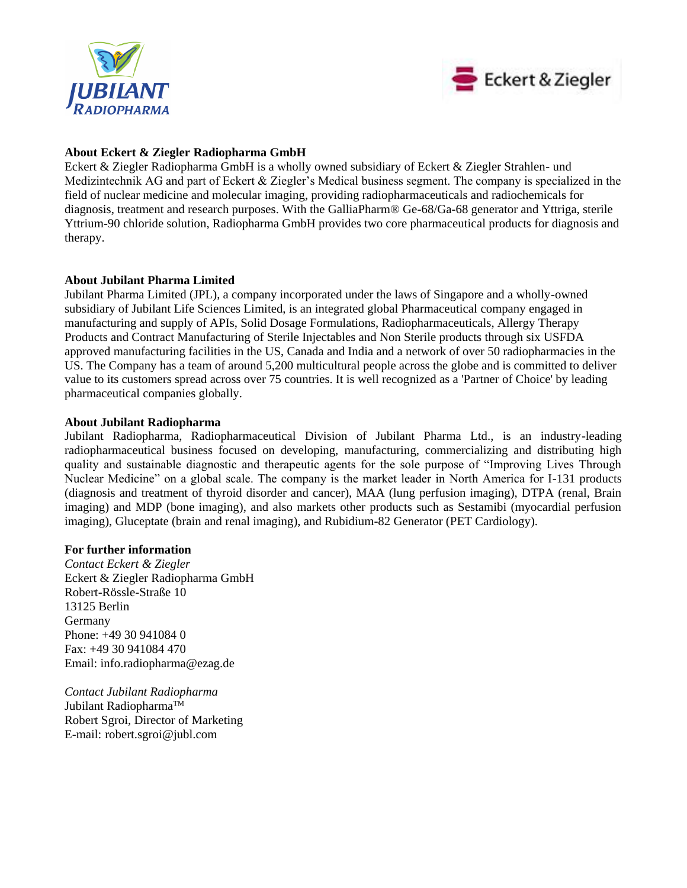**About Eckert & Ziegler Radiopharma GmbH**

Eckert & Ziegler Radiopharma GmbH is a wholly owned subsidiary of Eckert & Ziegler Strahlen- und Medizintechnik AG and part of Eckert & Ziegler's Medical business segment. The company is specialized in the field of nuclear medicine and molecular imaging, providing radiopharmaceuticals and radiochemicals for diagnosis, treatment and research purposes. With the GalliaPharm® Ge-68/Ga-68 generator and Yttriga, sterile Yttrium-90 chloride solution, Radiopharma GmbH provides two core pharmaceutical products for diagnosis and therapy.

**About Jubilant Pharma Limited**

Jubilant Pharma Limited (JPL), a company incorporated under the laws of Singapore and a wholly-owned subsidiary of Jubilant Life Sciences Limited, is an integrated global Pharmaceutical company engaged in manufacturing and supply of APIs, Solid Dosage Formulations, Radiopharmaceuticals, Allergy Therapy Products and Contract Manufacturing of Sterile Injectables and Non Sterile products through six USFDA approved manufacturing facilities in the US, Canada and India and a network of over 50 radiopharmacies in the US. The Company has a team of around 5,200 multicultural people across the globe and is committed to deliver value to its customers spread across over 75 countries. It is well recognized as a 'Partner of Choice' by leading pharmaceutical companies globally.

**About Jubilant Radiopharma**

Jubilant Radiopharma, Radiopharmaceutical Division of Jubilant Pharma Ltd., is an industry-leading radiopharmaceutical business focused on developing, manufacturing, commercializing and distributing high quality and sustainable diagnostic and therapeutic agents for the sole purpose of "Improving Lives Through Nuclear Medicine" on a global scale. The company is the market leader in North America for I-131 products (diagnosis and treatment of thyroid disorder and cancer), MAA (lung perfusion imaging), DTPA (renal, Brain imaging) and MDP (bone imaging), and also markets other products such as Sestamibi (myocardial perfusion imaging), Gluceptate (brain and renal imaging), and Rubidium-82 Generator (PET Cardiology).

**For further information**

*Contact Eckert & Ziegler*
Eckert & Ziegler Radiopharma GmbH
Robert-Rössle-Straße 10
13125 Berlin
Germany
Phone: +49 30 941084 0
Fax: +49 30 941084 470
Email: info.radiopharma@ezag.de

*Contact Jubilant Radiopharma*
Jubilant Radiopharma™
Robert Sgroi, Director of Marketing
E-mail: robert.sgroi@jubl.com